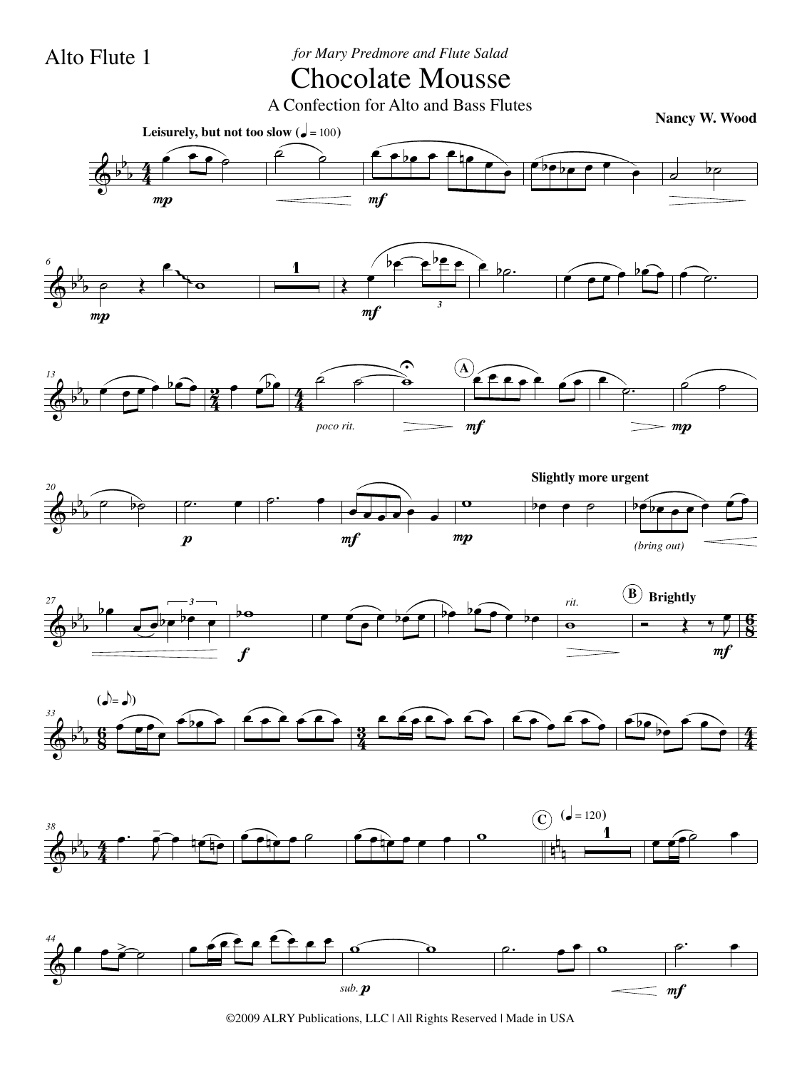Alto Flute 1

*for Mary Predmore and Flute Salad*

# Chocolate Mousse

A Confection for Alto and Bass Flutes

**Nancy W. Wood**

**Leisurely, but not too slow** (♩ = 100)

©2009 ALRY Publications, LLC | All Rights Reserved | Made in USA